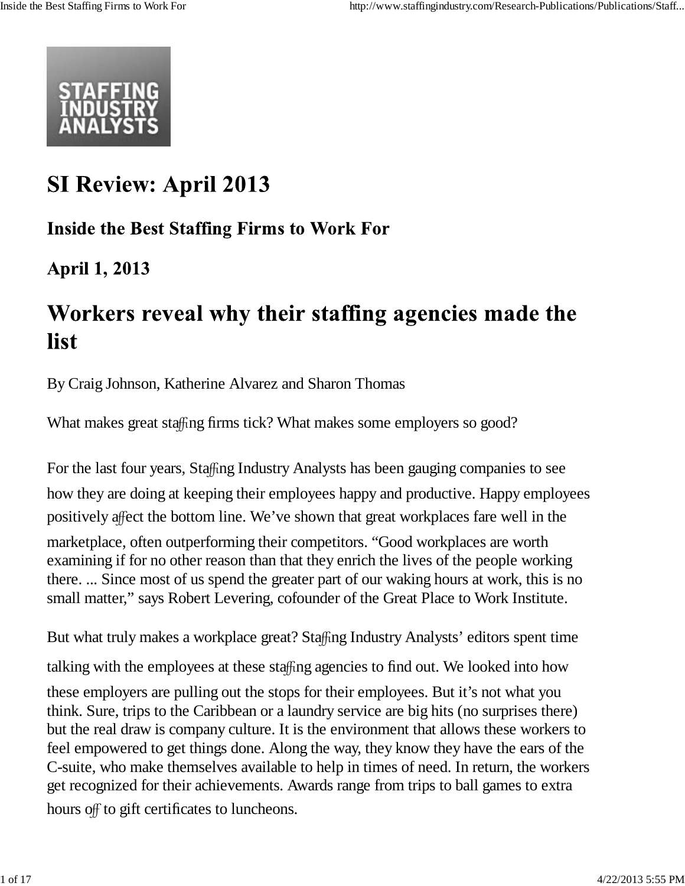# SI Review: April 2013

## Inside the Best Staffing Firms to Work For

## April 1, 2013

# Workers reveal why their staffing agencies made the list

By Craig Johnson, Katherine Alvarez and Sharon Thomas

What makes great staffing firms tick? What makes some employers so good?

For the last four years, Staffing Industry Analysts has been gauging companies to see how they are doing at keeping their employees happy and productive. Happy employees positively affect the bottom line. We've shown that great workplaces fare well in the marketplace, often outperforming their competitors. "Good workplaces are worth examining if for no other reason than that they enrich the lives of the people working there. ... Since most of us spend the greater part of our waking hours at work, this is no small matter," says Robert Levering, cofounder of the Great Place to Work Institute.

But what truly makes a workplace great? Staffing Industry Analysts' editors spent time talking with the employees at these staffing agencies to find out. We looked into how these employers are pulling out the stops for their employees. But it's not what you think. Sure, trips to the Caribbean or a laundry service are big hits (no surprises there) but the real draw is company culture. It is the environment that allows these workers to feel empowered to get things done. Along the way, they know they have the ears of the C-suite, who make themselves available to help in times of need. In return, the workers get recognized for their achievements. Awards range from trips to ball games to extra hours off to gift certificates to luncheons.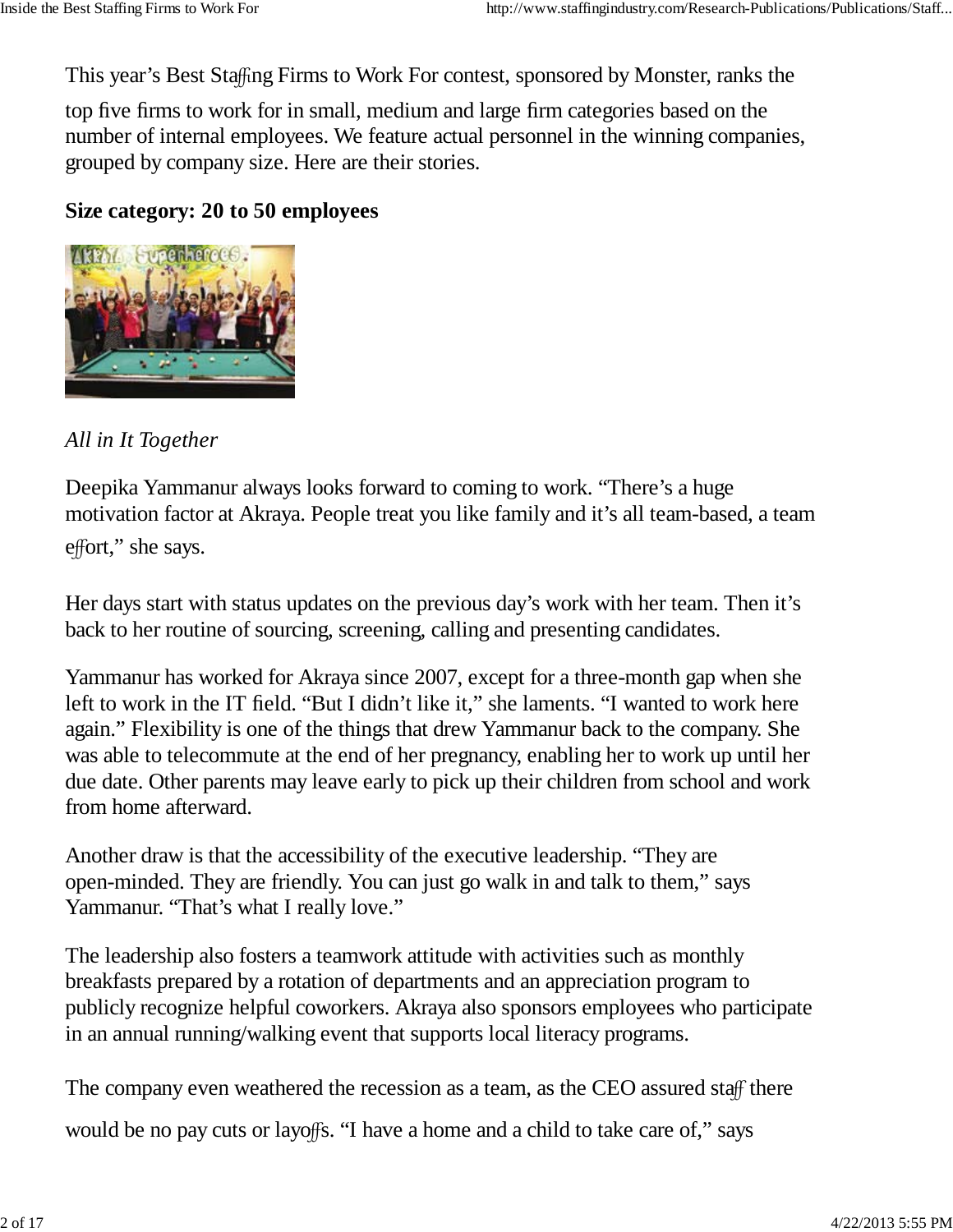This year's Best Staffing Firms to Work For contest, sponsored by Monster, ranks the top five firms to work for in small, medium and large firm categories based on the number of internal employees. We feature actual personnel in the winning companies, grouped by company size. Here are their stories.

**Size category: 20 to 50 employees**

*All in It Together*

Deepika Yammanur always looks forward to coming to work. "There's a huge motivation factor at Akraya. People treat you like family and it's all team-based, a team effort," she says.

Her days start with status updates on the previous day's work with her team. Then it's back to her routine of sourcing, screening, calling and presenting candidates.

Yammanur has worked for Akraya since 2007, except for a three-month gap when she left to work in the IT field. "But I didn't like it," she laments. "I wanted to work here again." Flexibility is one of the things that drew Yammanur back to the company. She was able to telecommute at the end of her pregnancy, enabling her to work up until her due date. Other parents may leave early to pick up their children from school and work from home afterward.

Another draw is that the accessibility of the executive leadership. "They are open-minded. They are friendly. You can just go walk in and talk to them," says Yammanur. "That's what I really love."

The leadership also fosters a teamwork attitude with activities such as monthly breakfasts prepared by a rotation of departments and an appreciation program to publicly recognize helpful coworkers. Akraya also sponsors employees who participate in an annual running/walking event that supports local literacy programs.

The company even weathered the recession as a team, as the CEO assured staff there would be no pay cuts or layoffs. "I have a home and a child to take care of," says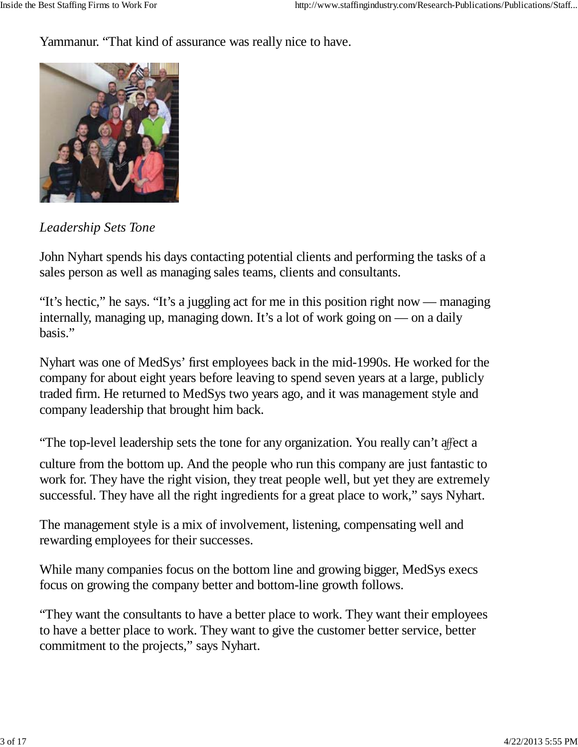Yammanur. “That kind of assurance was really nice to have.

*Leadership Sets Tone*

John Nyhart spends his days contacting potential clients and performing the tasks of a sales person as well as managing sales teams, clients and consultants.

“It’s hectic,” he says. “It’s a juggling act for me in this position right now — managing internally, managing up, managing down. It’s a lot of work going on — on a daily basis.”

Nyhart was one of MedSys’ first employees back in the mid-1990s. He worked for the company for about eight years before leaving to spend seven years at a large, publicly traded firm. He returned to MedSys two years ago, and it was management style and company leadership that brought him back.

“The top-level leadership sets the tone for any organization. You really can’t affect a culture from the bottom up. And the people who run this company are just fantastic to work for. They have the right vision, they treat people well, but yet they are extremely successful. They have all the right ingredients for a great place to work,” says Nyhart.

The management style is a mix of involvement, listening, compensating well and rewarding employees for their successes.

While many companies focus on the bottom line and growing bigger, MedSys execs focus on growing the company better and bottom-line growth follows.

“They want the consultants to have a better place to work. They want their employees to have a better place to work. They want to give the customer better service, better commitment to the projects,” says Nyhart.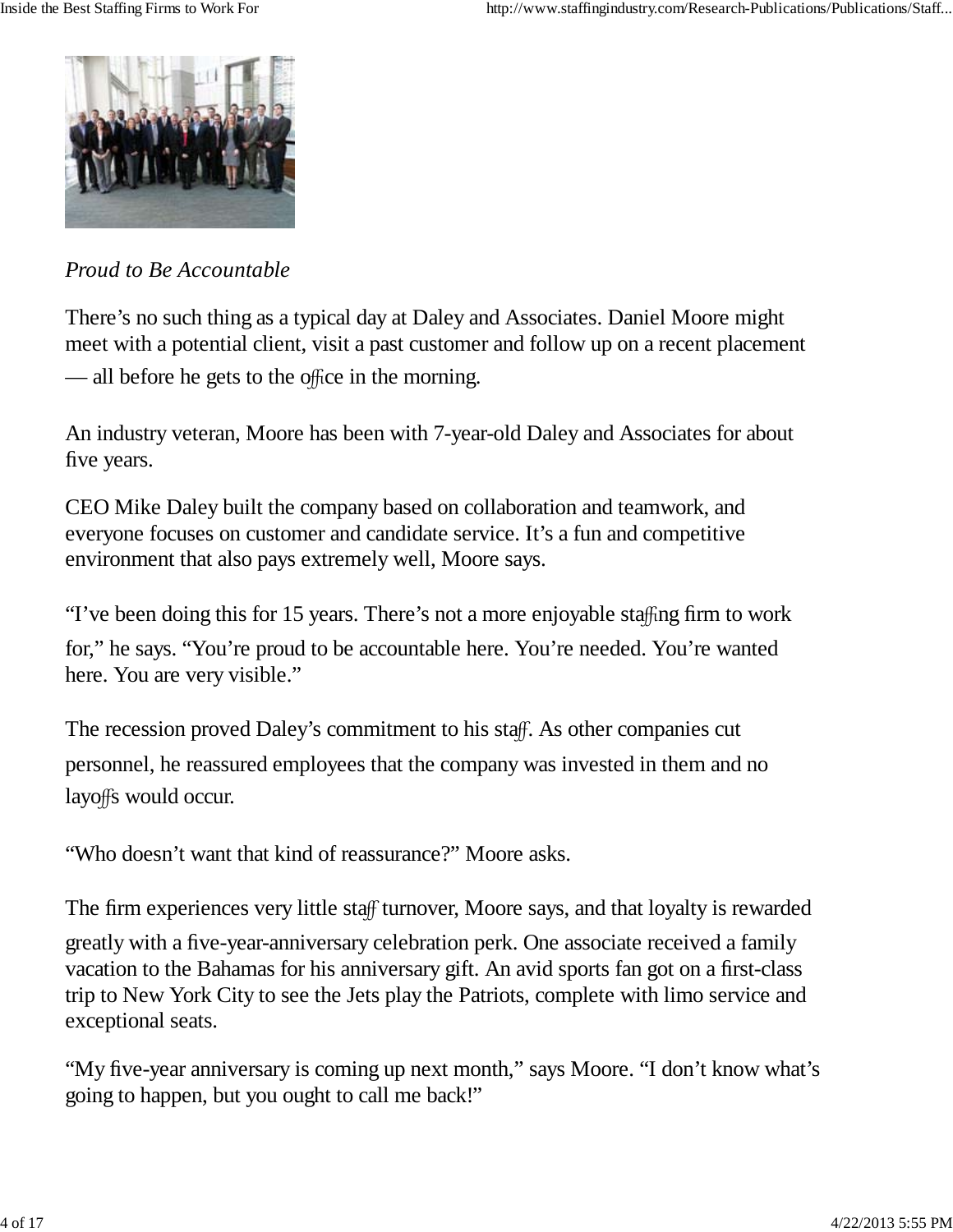*Proud to Be Accountable*

There's no such thing as a typical day at Daley and Associates. Daniel Moore might meet with a potential client, visit a past customer and follow up on a recent placement — all before he gets to the office in the morning.

An industry veteran, Moore has been with 7-year-old Daley and Associates for about five years.

CEO Mike Daley built the company based on collaboration and teamwork, and everyone focuses on customer and candidate service. It's a fun and competitive environment that also pays extremely well, Moore says.

"I've been doing this for 15 years. There's not a more enjoyable staffing firm to work for," he says. "You're proud to be accountable here. You're needed. You're wanted here. You are very visible."

The recession proved Daley's commitment to his staff. As other companies cut personnel, he reassured employees that the company was invested in them and no layoffs would occur.

"Who doesn't want that kind of reassurance?" Moore asks.

The firm experiences very little staff turnover, Moore says, and that loyalty is rewarded greatly with a five-year-anniversary celebration perk. One associate received a family vacation to the Bahamas for his anniversary gift. An avid sports fan got on a first-class trip to New York City to see the Jets play the Patriots, complete with limo service and exceptional seats.

"My five-year anniversary is coming up next month," says Moore. "I don't know what's going to happen, but you ought to call me back!"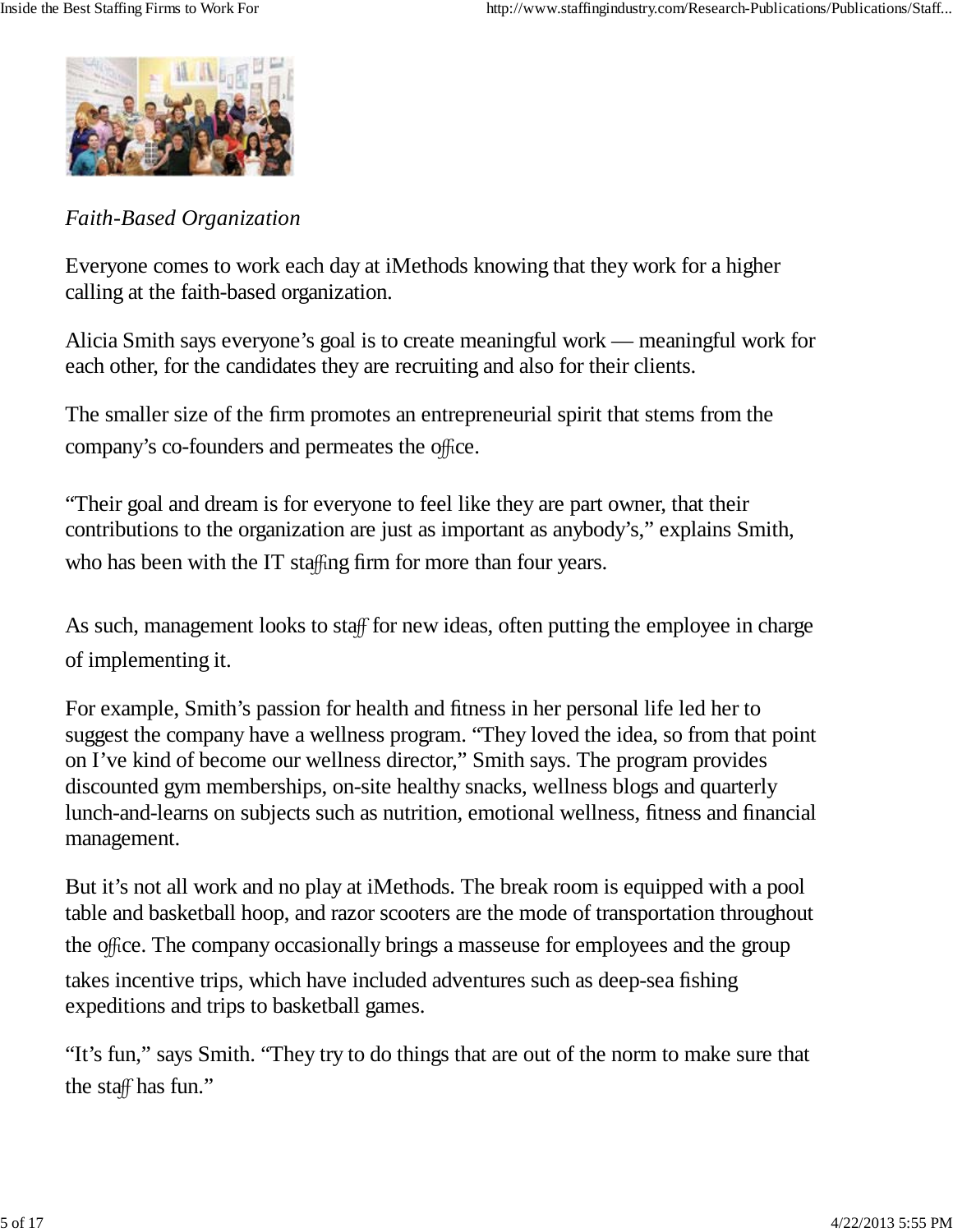*Faith-Based Organization*

Everyone comes to work each day at iMethods knowing that they work for a higher calling at the faith-based organization.

Alicia Smith says everyone's goal is to create meaningful work — meaningful work for each other, for the candidates they are recruiting and also for their clients.

The smaller size of the firm promotes an entrepreneurial spirit that stems from the company's co-founders and permeates the office.

"Their goal and dream is for everyone to feel like they are part owner, that their contributions to the organization are just as important as anybody's," explains Smith, who has been with the IT staffing firm for more than four years.

As such, management looks to staff for new ideas, often putting the employee in charge of implementing it.

For example, Smith's passion for health and fitness in her personal life led her to suggest the company have a wellness program. "They loved the idea, so from that point on I've kind of become our wellness director," Smith says. The program provides discounted gym memberships, on-site healthy snacks, wellness blogs and quarterly lunch-and-learns on subjects such as nutrition, emotional wellness, fitness and financial management.

But it's not all work and no play at iMethods. The break room is equipped with a pool table and basketball hoop, and razor scooters are the mode of transportation throughout the office. The company occasionally brings a masseuse for employees and the group takes incentive trips, which have included adventures such as deep-sea fishing expeditions and trips to basketball games.

"It's fun," says Smith. "They try to do things that are out of the norm to make sure that the staff has fun."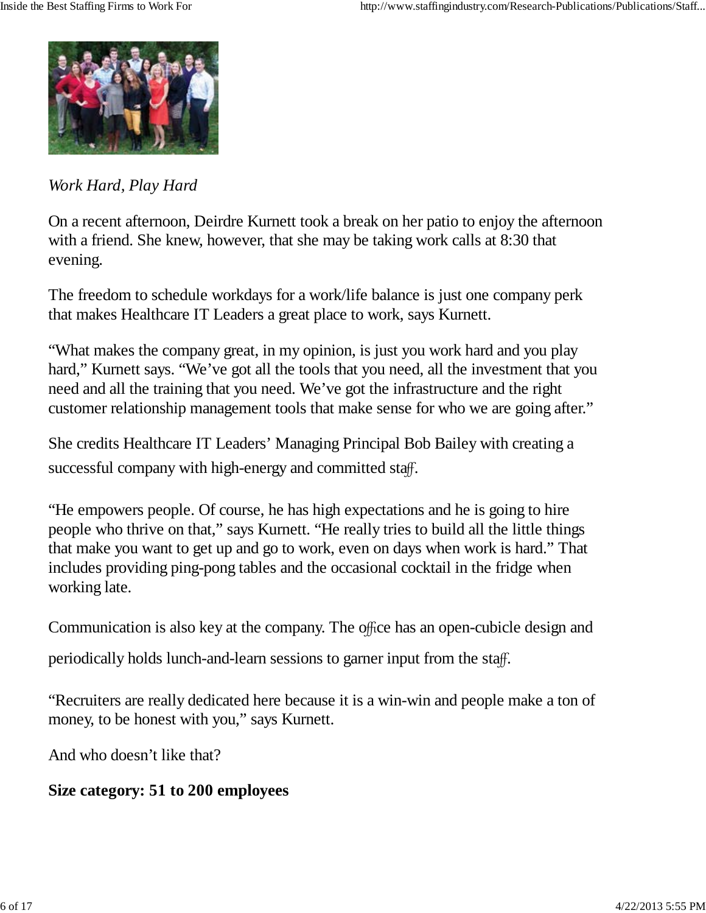*Work Hard, Play Hard*

On a recent afternoon, Deirdre Kurnett took a break on her patio to enjoy the afternoon with a friend. She knew, however, that she may be taking work calls at 8:30 that evening.

The freedom to schedule workdays for a work/life balance is just one company perk that makes Healthcare IT Leaders a great place to work, says Kurnett.

"What makes the company great, in my opinion, is just you work hard and you play hard," Kurnett says. "We've got all the tools that you need, all the investment that you need and all the training that you need. We've got the infrastructure and the right customer relationship management tools that make sense for who we are going after."

She credits Healthcare IT Leaders' Managing Principal Bob Bailey with creating a successful company with high-energy and committed staff.

"He empowers people. Of course, he has high expectations and he is going to hire people who thrive on that," says Kurnett. "He really tries to build all the little things that make you want to get up and go to work, even on days when work is hard." That includes providing ping-pong tables and the occasional cocktail in the fridge when working late.

Communication is also key at the company. The office has an open-cubicle design and periodically holds lunch-and-learn sessions to garner input from the staff.

"Recruiters are really dedicated here because it is a win-win and people make a ton of money, to be honest with you," says Kurnett.

And who doesn't like that?

**Size category: 51 to 200 employees**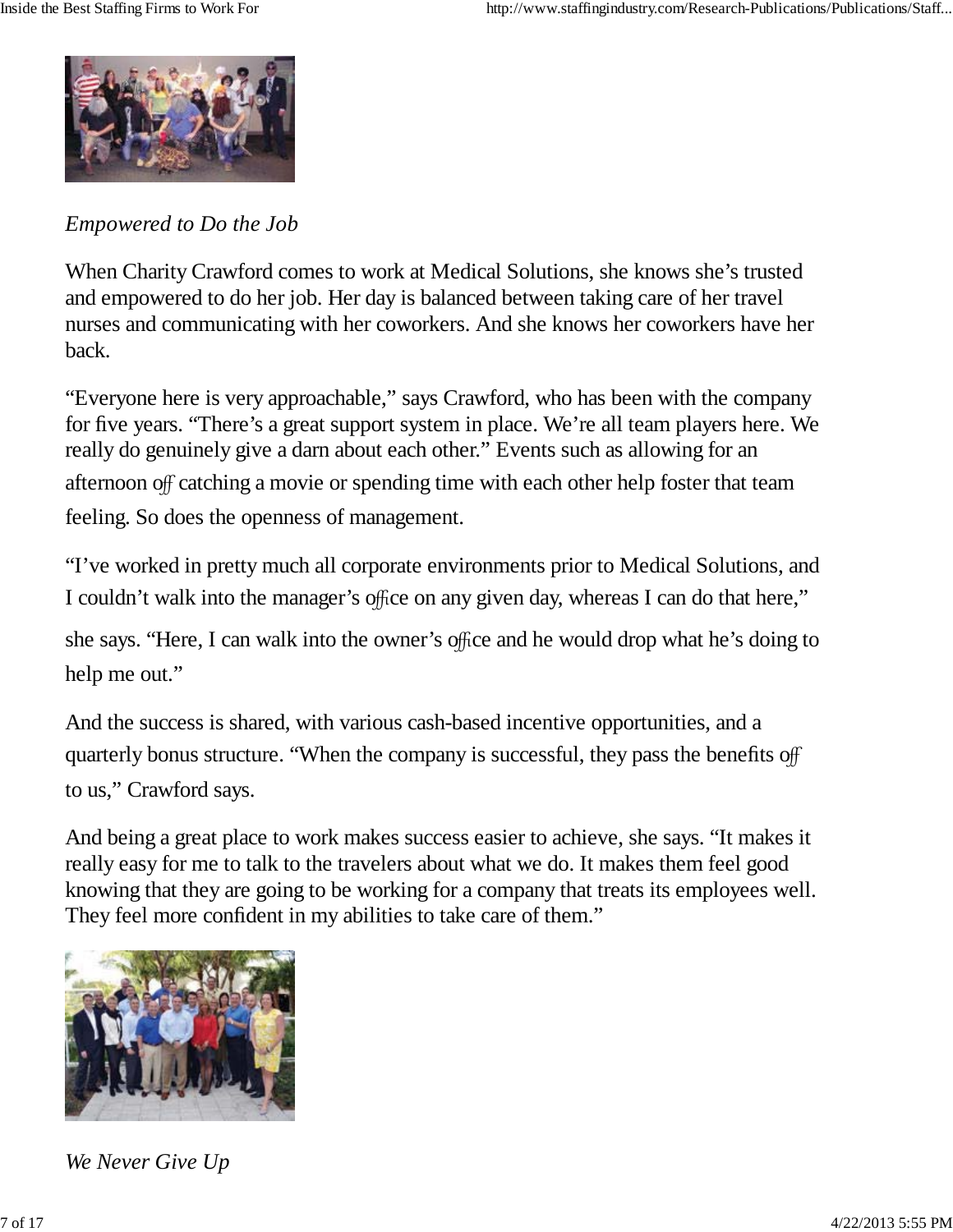*Empowered to Do the Job*

When Charity Crawford comes to work at Medical Solutions, she knows she's trusted and empowered to do her job. Her day is balanced between taking care of her travel nurses and communicating with her coworkers. And she knows her coworkers have her back.

"Everyone here is very approachable," says Crawford, who has been with the company for five years. "There's a great support system in place. We're all team players here. We really do genuinely give a darn about each other." Events such as allowing for an afternoon off catching a movie or spending time with each other help foster that team feeling. So does the openness of management.

"I've worked in pretty much all corporate environments prior to Medical Solutions, and I couldn't walk into the manager's office on any given day, whereas I can do that here," she says. "Here, I can walk into the owner's office and he would drop what he's doing to help me out."

And the success is shared, with various cash-based incentive opportunities, and a quarterly bonus structure. "When the company is successful, they pass the benefits off to us," Crawford says.

And being a great place to work makes success easier to achieve, she says. "It makes it really easy for me to talk to the travelers about what we do. It makes them feel good knowing that they are going to be working for a company that treats its employees well. They feel more confident in my abilities to take care of them."

*We Never Give Up*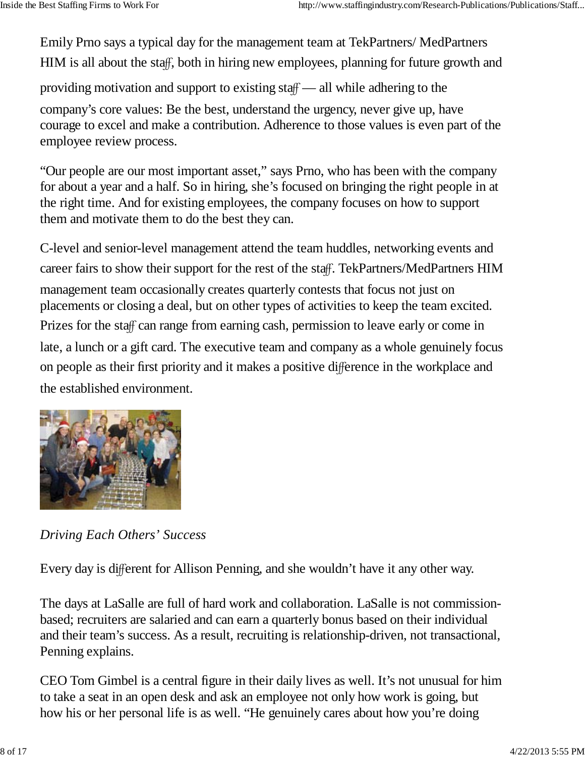Emily Prno says a typical day for the management team at TekPartners/ MedPartners HIM is all about the staff, both in hiring new employees, planning for future growth and providing motivation and support to existing staff — all while adhering to the company's core values: Be the best, understand the urgency, never give up, have courage to excel and make a contribution. Adherence to those values is even part of the employee review process.

"Our people are our most important asset," says Prno, who has been with the company for about a year and a half. So in hiring, she's focused on bringing the right people in at the right time. And for existing employees, the company focuses on how to support them and motivate them to do the best they can.

C-level and senior-level management attend the team huddles, networking events and career fairs to show their support for the rest of the staff. TekPartners/MedPartners HIM management team occasionally creates quarterly contests that focus not just on placements or closing a deal, but on other types of activities to keep the team excited. Prizes for the staff can range from earning cash, permission to leave early or come in late, a lunch or a gift card. The executive team and company as a whole genuinely focus on people as their first priority and it makes a positive difference in the workplace and the established environment.

*Driving Each Others' Success*

Every day is different for Allison Penning, and she wouldn't have it any other way.

The days at LaSalle are full of hard work and collaboration. LaSalle is not commission-based; recruiters are salaried and can earn a quarterly bonus based on their individual and their team's success. As a result, recruiting is relationship-driven, not transactional, Penning explains.

CEO Tom Gimbel is a central figure in their daily lives as well. It's not unusual for him to take a seat in an open desk and ask an employee not only how work is going, but how his or her personal life is as well. "He genuinely cares about how you're doing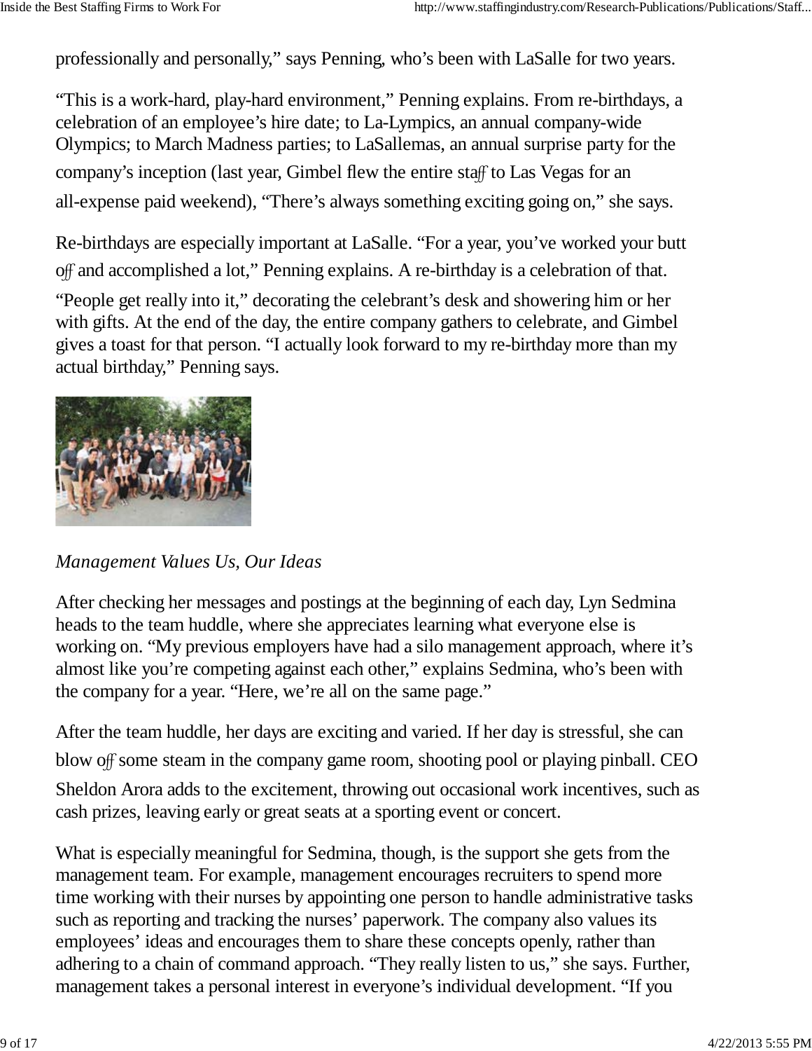professionally and personally," says Penning, who's been with LaSalle for two years.

"This is a work-hard, play-hard environment," Penning explains. From re-birthdays, a celebration of an employee's hire date; to La-Lympics, an annual company-wide Olympics; to March Madness parties; to LaSallemas, an annual surprise party for the company's inception (last year, Gimbel flew the entire staff to Las Vegas for an all-expense paid weekend), "There's always something exciting going on," she says.

Re-birthdays are especially important at LaSalle. "For a year, you've worked your butt off and accomplished a lot," Penning explains. A re-birthday is a celebration of that. "People get really into it," decorating the celebrant's desk and showering him or her with gifts. At the end of the day, the entire company gathers to celebrate, and Gimbel gives a toast for that person. "I actually look forward to my re-birthday more than my actual birthday," Penning says.

*Management Values Us, Our Ideas*

After checking her messages and postings at the beginning of each day, Lyn Sedmina heads to the team huddle, where she appreciates learning what everyone else is working on. "My previous employers have had a silo management approach, where it's almost like you're competing against each other," explains Sedmina, who's been with the company for a year. "Here, we're all on the same page."

After the team huddle, her days are exciting and varied. If her day is stressful, she can blow off some steam in the company game room, shooting pool or playing pinball. CEO Sheldon Arora adds to the excitement, throwing out occasional work incentives, such as cash prizes, leaving early or great seats at a sporting event or concert.

What is especially meaningful for Sedmina, though, is the support she gets from the management team. For example, management encourages recruiters to spend more time working with their nurses by appointing one person to handle administrative tasks such as reporting and tracking the nurses' paperwork. The company also values its employees' ideas and encourages them to share these concepts openly, rather than adhering to a chain of command approach. "They really listen to us," she says. Further, management takes a personal interest in everyone's individual development. "If you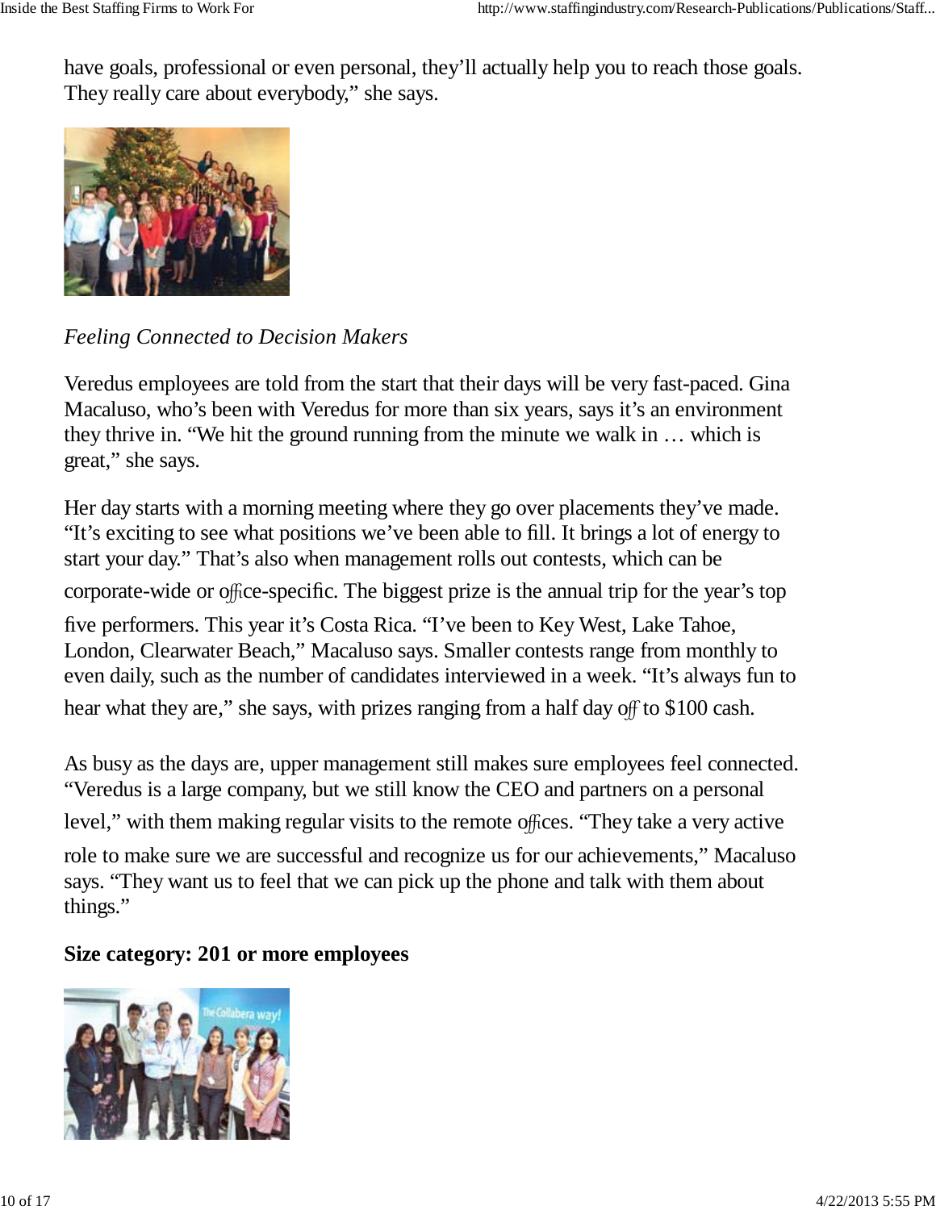have goals, professional or even personal, they'll actually help you to reach those goals. They really care about everybody," she says.

*Feeling Connected to Decision Makers*

Veredus employees are told from the start that their days will be very fast-paced. Gina Macaluso, who's been with Veredus for more than six years, says it's an environment they thrive in. "We hit the ground running from the minute we walk in … which is great," she says.

Her day starts with a morning meeting where they go over placements they've made. "It's exciting to see what positions we've been able to fill. It brings a lot of energy to start your day." That's also when management rolls out contests, which can be corporate-wide or office-specific. The biggest prize is the annual trip for the year's top five performers. This year it's Costa Rica. "I've been to Key West, Lake Tahoe, London, Clearwater Beach," Macaluso says. Smaller contests range from monthly to even daily, such as the number of candidates interviewed in a week. "It's always fun to hear what they are," she says, with prizes ranging from a half day off to $100 cash.

As busy as the days are, upper management still makes sure employees feel connected. "Veredus is a large company, but we still know the CEO and partners on a personal level," with them making regular visits to the remote offices. "They take a very active role to make sure we are successful and recognize us for our achievements," Macaluso says. "They want us to feel that we can pick up the phone and talk with them about things."

**Size category: 201 or more employees**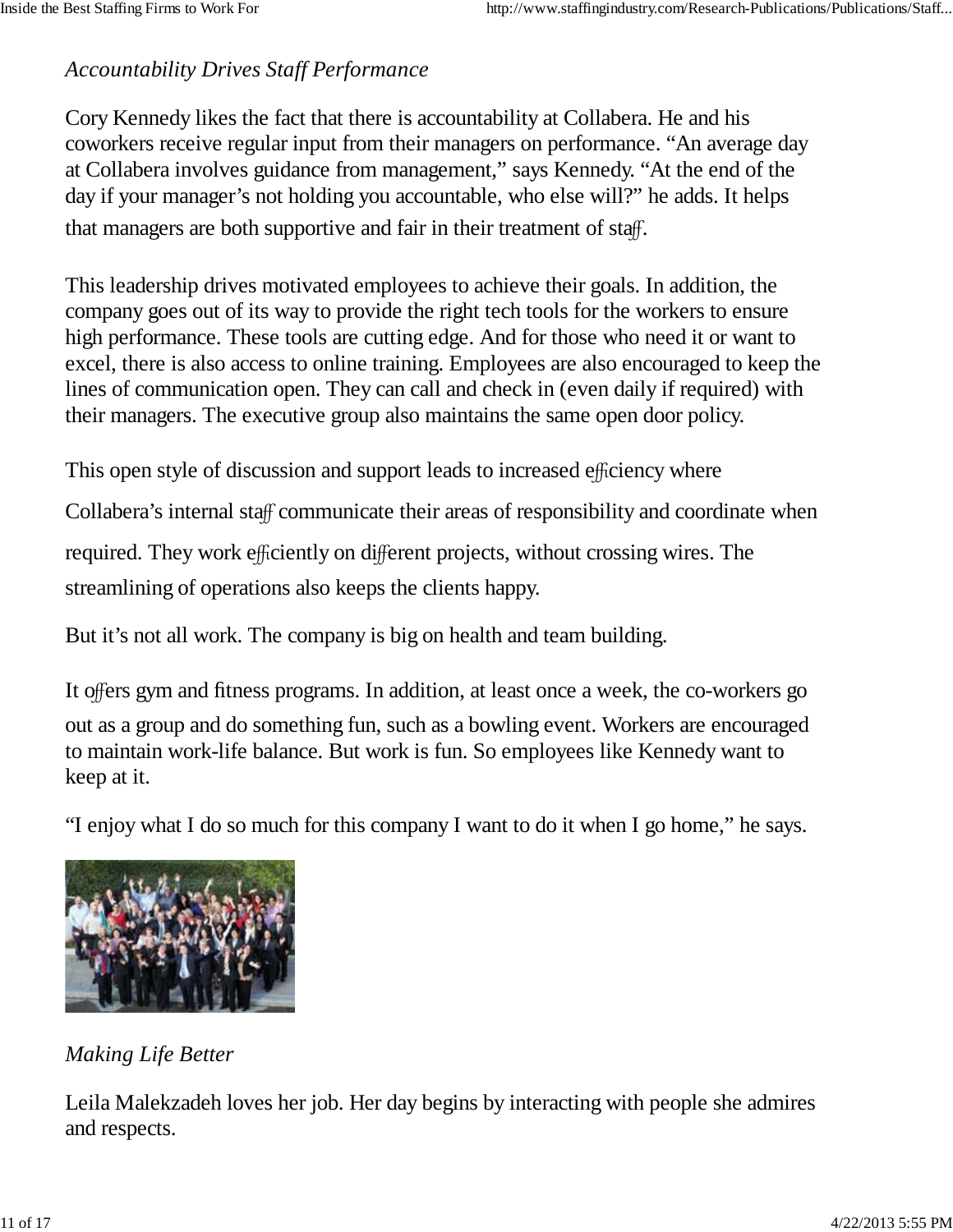*Accountability Drives Staff Performance*

Cory Kennedy likes the fact that there is accountability at Collabera. He and his coworkers receive regular input from their managers on performance. “An average day at Collabera involves guidance from management,” says Kennedy. “At the end of the day if your manager’s not holding you accountable, who else will?” he adds. It helps that managers are both supportive and fair in their treatment of staff.

This leadership drives motivated employees to achieve their goals. In addition, the company goes out of its way to provide the right tech tools for the workers to ensure high performance. These tools are cutting edge. And for those who need it or want to excel, there is also access to online training. Employees are also encouraged to keep the lines of communication open. They can call and check in (even daily if required) with their managers. The executive group also maintains the same open door policy.

This open style of discussion and support leads to increased efficiency where Collabera’s internal staff communicate their areas of responsibility and coordinate when required. They work efficiently on different projects, without crossing wires. The streamlining of operations also keeps the clients happy.

But it’s not all work. The company is big on health and team building.

It offers gym and fitness programs. In addition, at least once a week, the co-workers go out as a group and do something fun, such as a bowling event. Workers are encouraged to maintain work-life balance. But work is fun. So employees like Kennedy want to keep at it.

“I enjoy what I do so much for this company I want to do it when I go home,” he says.

*Making Life Better*

Leila Malekzadeh loves her job. Her day begins by interacting with people she admires and respects.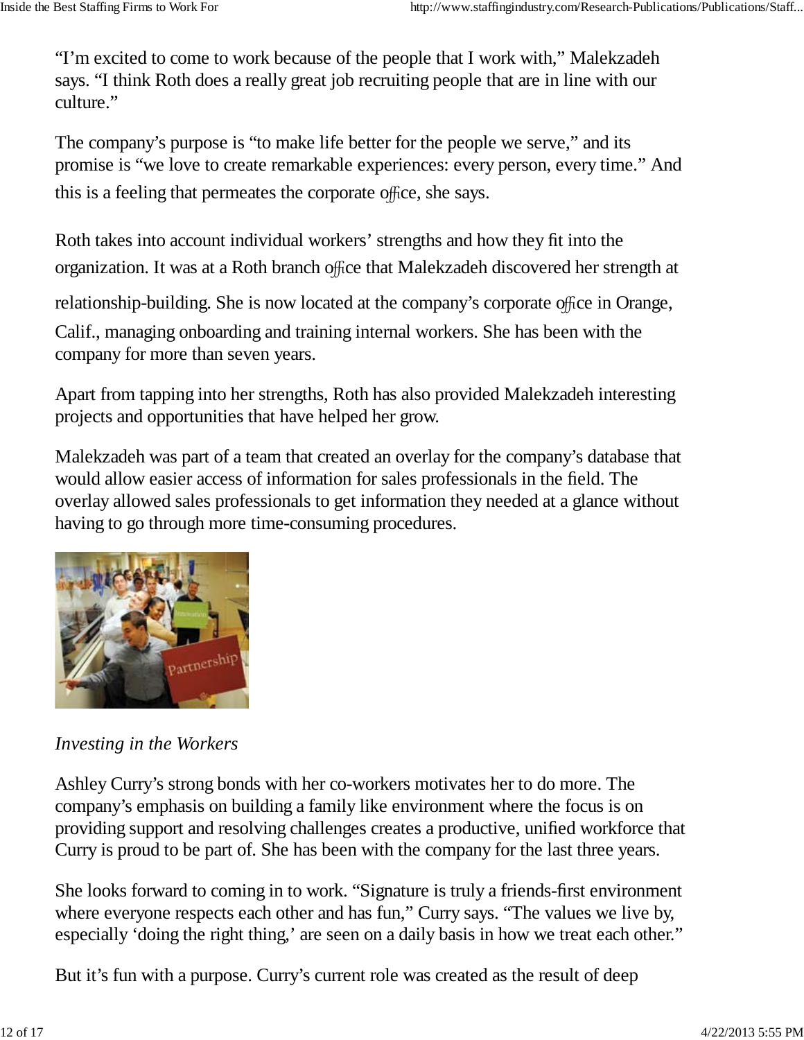"I'm excited to come to work because of the people that I work with," Malekzadeh says. "I think Roth does a really great job recruiting people that are in line with our culture."

The company's purpose is "to make life better for the people we serve," and its promise is "we love to create remarkable experiences: every person, every time." And this is a feeling that permeates the corporate office, she says.

Roth takes into account individual workers' strengths and how they fit into the organization. It was at a Roth branch office that Malekzadeh discovered her strength at relationship-building. She is now located at the company's corporate office in Orange, Calif., managing onboarding and training internal workers. She has been with the company for more than seven years.

Apart from tapping into her strengths, Roth has also provided Malekzadeh interesting projects and opportunities that have helped her grow.

Malekzadeh was part of a team that created an overlay for the company's database that would allow easier access of information for sales professionals in the field. The overlay allowed sales professionals to get information they needed at a glance without having to go through more time-consuming procedures.

*Investing in the Workers*

Ashley Curry's strong bonds with her co-workers motivates her to do more. The company's emphasis on building a family like environment where the focus is on providing support and resolving challenges creates a productive, unified workforce that Curry is proud to be part of. She has been with the company for the last three years.

She looks forward to coming in to work. "Signature is truly a friends-first environment where everyone respects each other and has fun," Curry says. "The values we live by, especially 'doing the right thing,' are seen on a daily basis in how we treat each other."

But it's fun with a purpose. Curry's current role was created as the result of deep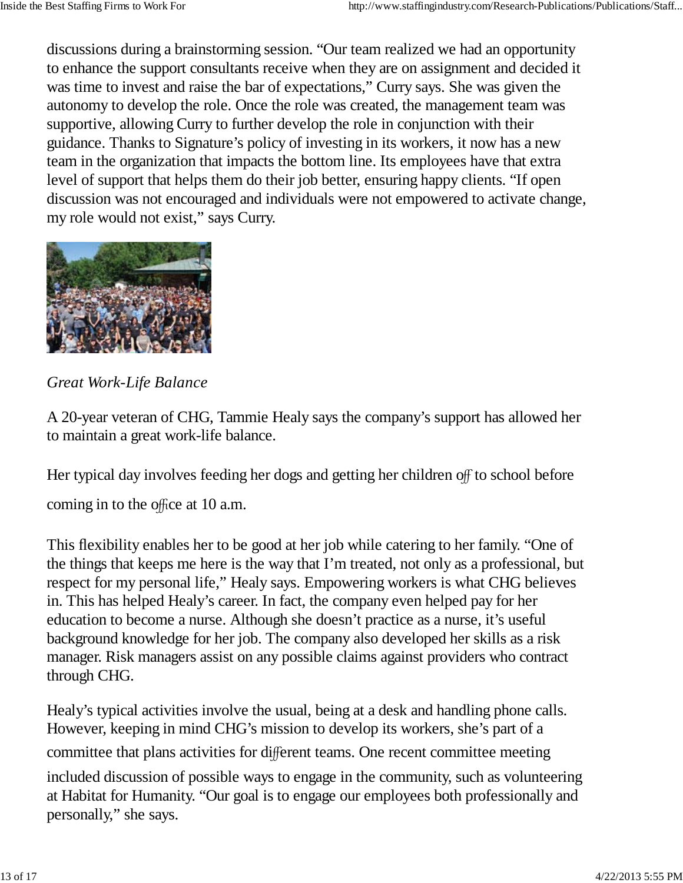discussions during a brainstorming session. "Our team realized we had an opportunity to enhance the support consultants receive when they are on assignment and decided it was time to invest and raise the bar of expectations," Curry says. She was given the autonomy to develop the role. Once the role was created, the management team was supportive, allowing Curry to further develop the role in conjunction with their guidance. Thanks to Signature's policy of investing in its workers, it now has a new team in the organization that impacts the bottom line. Its employees have that extra level of support that helps them do their job better, ensuring happy clients. "If open discussion was not encouraged and individuals were not empowered to activate change, my role would not exist," says Curry.

*Great Work-Life Balance*

A 20-year veteran of CHG, Tammie Healy says the company's support has allowed her to maintain a great work-life balance.

Her typical day involves feeding her dogs and getting her children off to school before coming in to the office at 10 a.m.

This flexibility enables her to be good at her job while catering to her family. "One of the things that keeps me here is the way that I'm treated, not only as a professional, but respect for my personal life," Healy says. Empowering workers is what CHG believes in. This has helped Healy's career. In fact, the company even helped pay for her education to become a nurse. Although she doesn't practice as a nurse, it's useful background knowledge for her job. The company also developed her skills as a risk manager. Risk managers assist on any possible claims against providers who contract through CHG.

Healy's typical activities involve the usual, being at a desk and handling phone calls. However, keeping in mind CHG's mission to develop its workers, she's part of a committee that plans activities for different teams. One recent committee meeting included discussion of possible ways to engage in the community, such as volunteering at Habitat for Humanity. "Our goal is to engage our employees both professionally and personally," she says.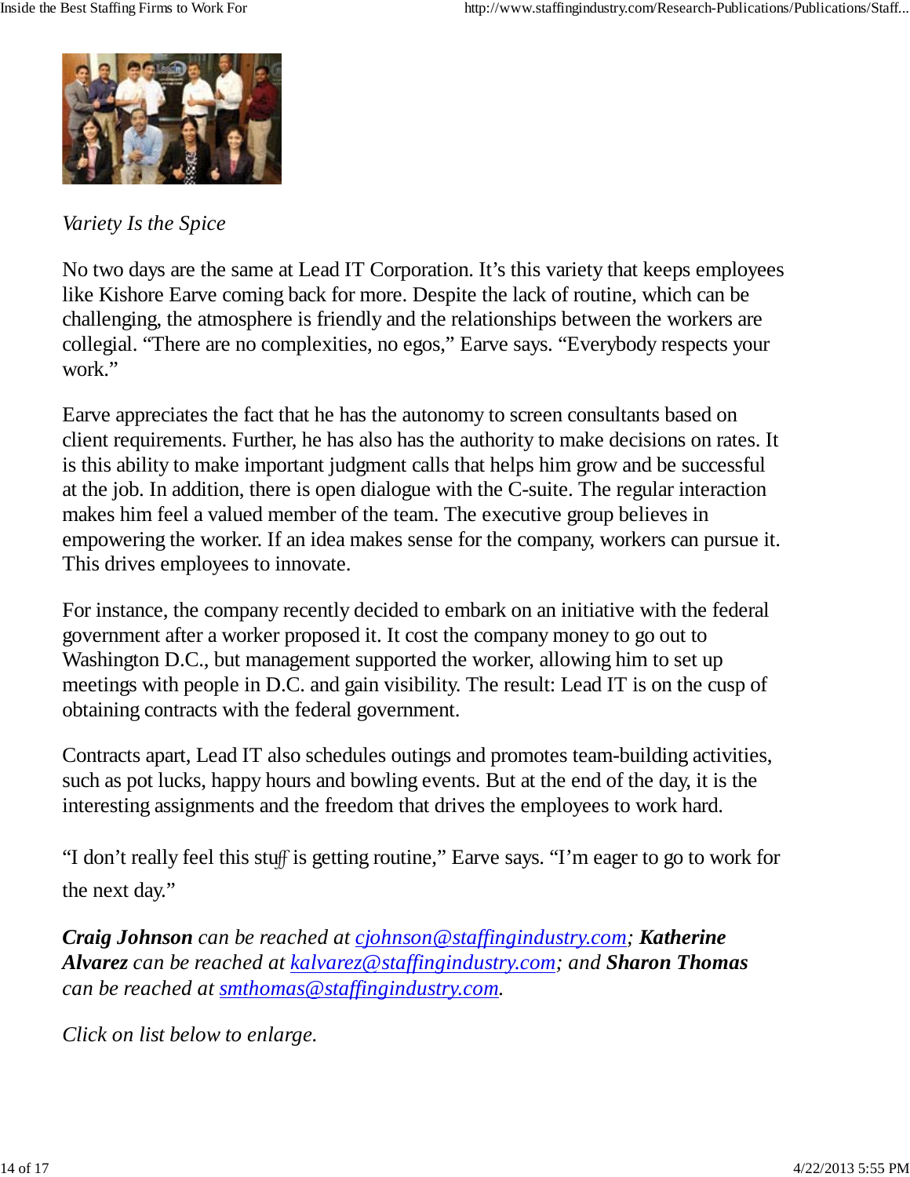*Variety Is the Spice*

No two days are the same at Lead IT Corporation. It's this variety that keeps employees like Kishore Earve coming back for more. Despite the lack of routine, which can be challenging, the atmosphere is friendly and the relationships between the workers are collegial. "There are no complexities, no egos," Earve says. "Everybody respects your work."

Earve appreciates the fact that he has the autonomy to screen consultants based on client requirements. Further, he has also has the authority to make decisions on rates. It is this ability to make important judgment calls that helps him grow and be successful at the job. In addition, there is open dialogue with the C-suite. The regular interaction makes him feel a valued member of the team. The executive group believes in empowering the worker. If an idea makes sense for the company, workers can pursue it. This drives employees to innovate.

For instance, the company recently decided to embark on an initiative with the federal government after a worker proposed it. It cost the company money to go out to Washington D.C., but management supported the worker, allowing him to set up meetings with people in D.C. and gain visibility. The result: Lead IT is on the cusp of obtaining contracts with the federal government.

Contracts apart, Lead IT also schedules outings and promotes team-building activities, such as pot lucks, happy hours and bowling events. But at the end of the day, it is the interesting assignments and the freedom that drives the employees to work hard.

"I don't really feel this stuff is getting routine," Earve says. "I'm eager to go to work for the next day."

***Craig Johnson*** *can be reached at [cjohnson@staffingindustry.com](mailto:cjohnson@staffingindustry.com);* ***Katherine Alvarez*** *can be reached at [kalvarez@staffingindustry.com](mailto:kalvarez@staffingindustry.com); and* ***Sharon Thomas*** *can be reached at [smthomas@staffingindustry.com](mailto:smthomas@staffingindustry.com).*

*Click on list below to enlarge.*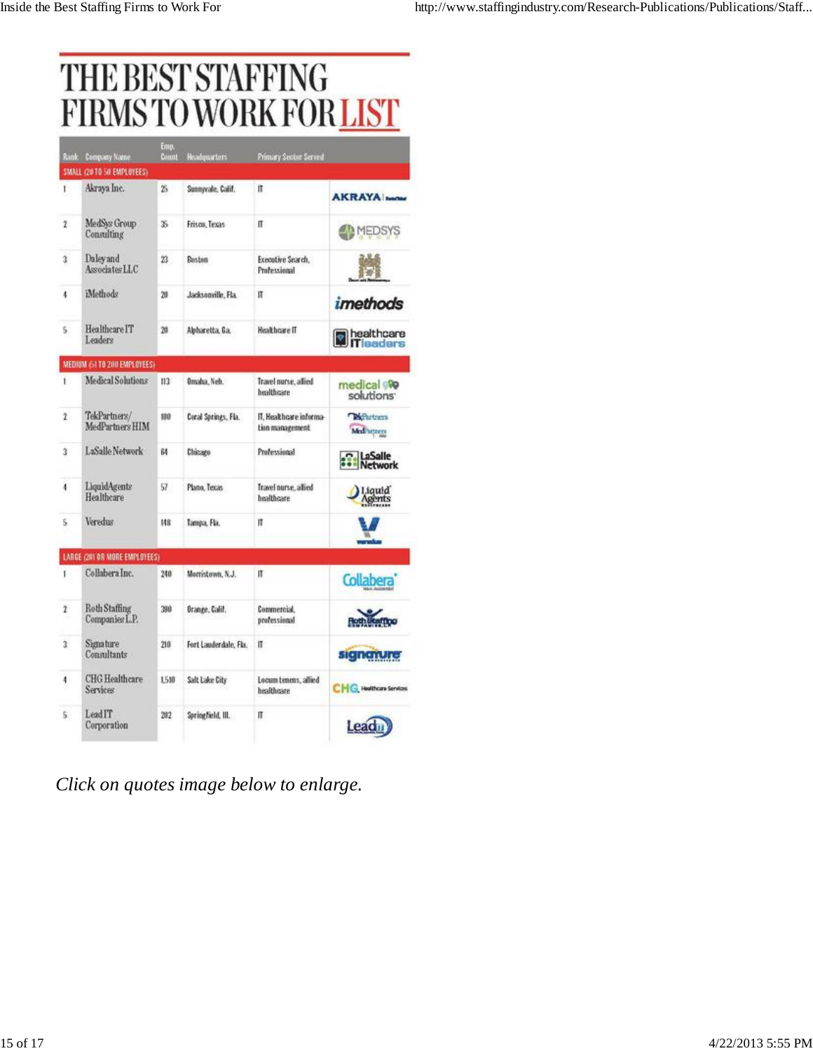# THE BEST STAFFING FIRMS TO WORK FOR LIST

| Rank | Company Name | Emp. Count | Headquarters | Primary Sector Served |
|---|---|---|---|---|
| **SMALL (20 TO 50 EMPLOYEES)** | | | | |
| 1 | Akraya Inc. | 25 | Sunnyvale, Calif. | IT |
| 2 | MedSys Group Consulting | 35 | Frisco, Texas | IT |
| 3 | Daley and Associates LLC | 23 | Boston | Executive Search, Professional |
| 4 | iMethods | 20 | Jacksonville, Fla. | IT |
| 5 | Healthcare IT Leaders | 20 | Alpharetta, Ga. | Healthcare IT |
| **MEDIUM (51 TO 200 EMPLOYEES)** | | | | |
| 1 | Medical Solutions | 113 | Omaha, Neb. | Travel nurse, allied healthcare |
| 2 | TekPartners/ MedPartners HIM | 100 | Coral Springs, Fla. | IT, Healthcare information management |
| 3 | LaSalle Network | 64 | Chicago | Professional |
| 4 | LiquidAgents Healthcare | 57 | Plano, Texas | Travel nurse, allied healthcare |
| 5 | Veredus | 118 | Tampa, Fla. | IT |
| **LARGE (201 OR MORE EMPLOYEES)** | | | | |
| 1 | Collabera Inc. | 240 | Morristown, N.J. | IT |
| 2 | Roth Staffing Companies L.P. | 390 | Orange, Calif. | Commercial, professional |
| 3 | Signature Consultants | 210 | Fort Lauderdale, Fla. | IT |
| 4 | CHG Healthcare Services | 1,510 | Salt Lake City | Locum tenens, allied healthcare |
| 5 | Lead IT Corporation | 202 | Springfield, Ill. | IT |

*Click on quotes image below to enlarge.*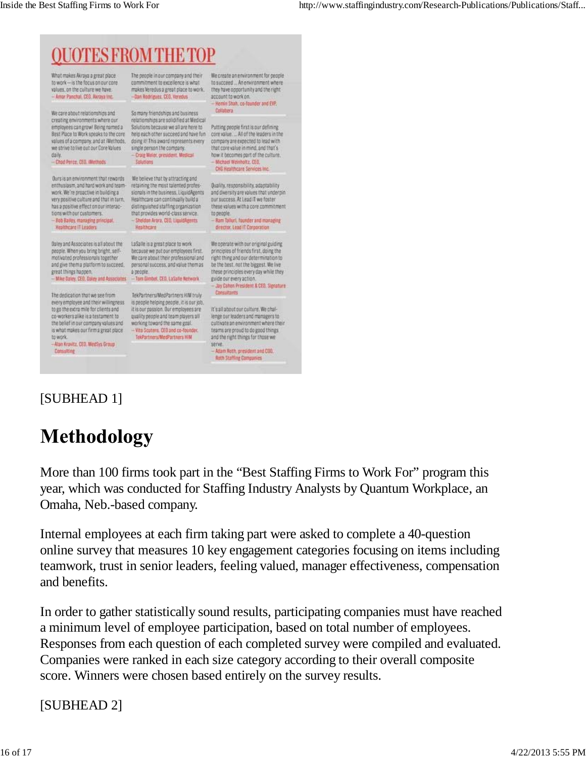# QUOTES FROM THE TOP

What makes Akraya a great place to work—is the focus on our core values, on the culture we have.
—Amar Panchal, CEO, Akraya Inc.

The people in our company and their commitment to excellence is what makes Veredus a great place to work.
—Dan Rodriguez, CEO, Veredus

We create an environment for people to succeed... An environment where they have opportunity and the right account to work on.
—Hemin Shah, co-founder and EVP, Collabera

We care about relationships and creating environments where our employees can grow! Being named a Best Place to Work speaks to the core values of a company, and at iMethods, we strive to live out our Core Values daily.
—Chad Perce, CEO, iMethods

So many friendships and business relationships are solidified at Medical Solutions because we all are here to help each other succeed and have fun doing it! This award represents every single person the company.
—Craig Meier, president, Medical Solutions

Putting people first is our defining core value.... All of the leaders in the company are expected to lead with that core value in mind, and that's how it becomes part of the culture.
—Michael Weinholtz, CEO, CHG Healthcare Services Inc.

Ours is an environment that rewards enthusiasm, and hard work and teamwork. We're proactive in building a very positive culture and that in turn, has a positive effect on our interactions with our customers.
—Bob Bailey, managing principal, Healthcare IT Leaders

We believe that by attracting and retaining the most talented professionals in the business, LiquidAgents Healthcare can continually build a distinguished staffing organization that provides world-class service.
—Sheldon Arora, CEO, LiquidAgents Healthcare

Quality, responsibility, adaptability and diversity are values that underpin our success. At Lead IT we foster these values with a core commitment to people.
—Ram Talluri, founder and managing director, Lead IT Corporation

Daley and Associates is all about the people. When you bring bright, self-motivated professionals together and give them a platform to succeed, great things happen.
—Mike Daley, CEO, Daley and Associates

LaSalle is a great place to work because we put our employees first. We care about their professional and personal success, and value them as a people.
—Tom Gimbel, CEO, LaSalle Network

We operate with our original guiding principles of friends first, doing the right thing and our determination to be the best, not the biggest. We live these principles every day while they guide our every action.
—Jay Cohen President & CEO, Signature Consultants

The dedication that we see from every employee and their willingness to go the extra mile for clients and co-workers alike is a testament to the belief in our company values and is what makes our firm a great place to work.
—Alan Kravitz, CEO, MedSys Group Consulting

TekPartners/MedPartners HIM truly is people helping people, it is our job, it is our passion. Our employees are quality people and team players all working toward the same goal.
—Vito Scutero, CEO and co-founder, TekPartners/MedPartners HIM

It's all about our culture. We challenge our leaders and managers to cultivate an environment where their teams are proud to do good things and the right things for those we serve.
—Adam Roth, president and COO, Roth Staffing Companies

[SUBHEAD 1]

# Methodology

More than 100 firms took part in the "Best Staffing Firms to Work For" program this year, which was conducted for Staffing Industry Analysts by Quantum Workplace, an Omaha, Neb.-based company.

Internal employees at each firm taking part were asked to complete a 40-question online survey that measures 10 key engagement categories focusing on items including teamwork, trust in senior leaders, feeling valued, manager effectiveness, compensation and benefits.

In order to gather statistically sound results, participating companies must have reached a minimum level of employee participation, based on total number of employees. Responses from each question of each completed survey were compiled and evaluated. Companies were ranked in each size category according to their overall composite score. Winners were chosen based entirely on the survey results.

[SUBHEAD 2]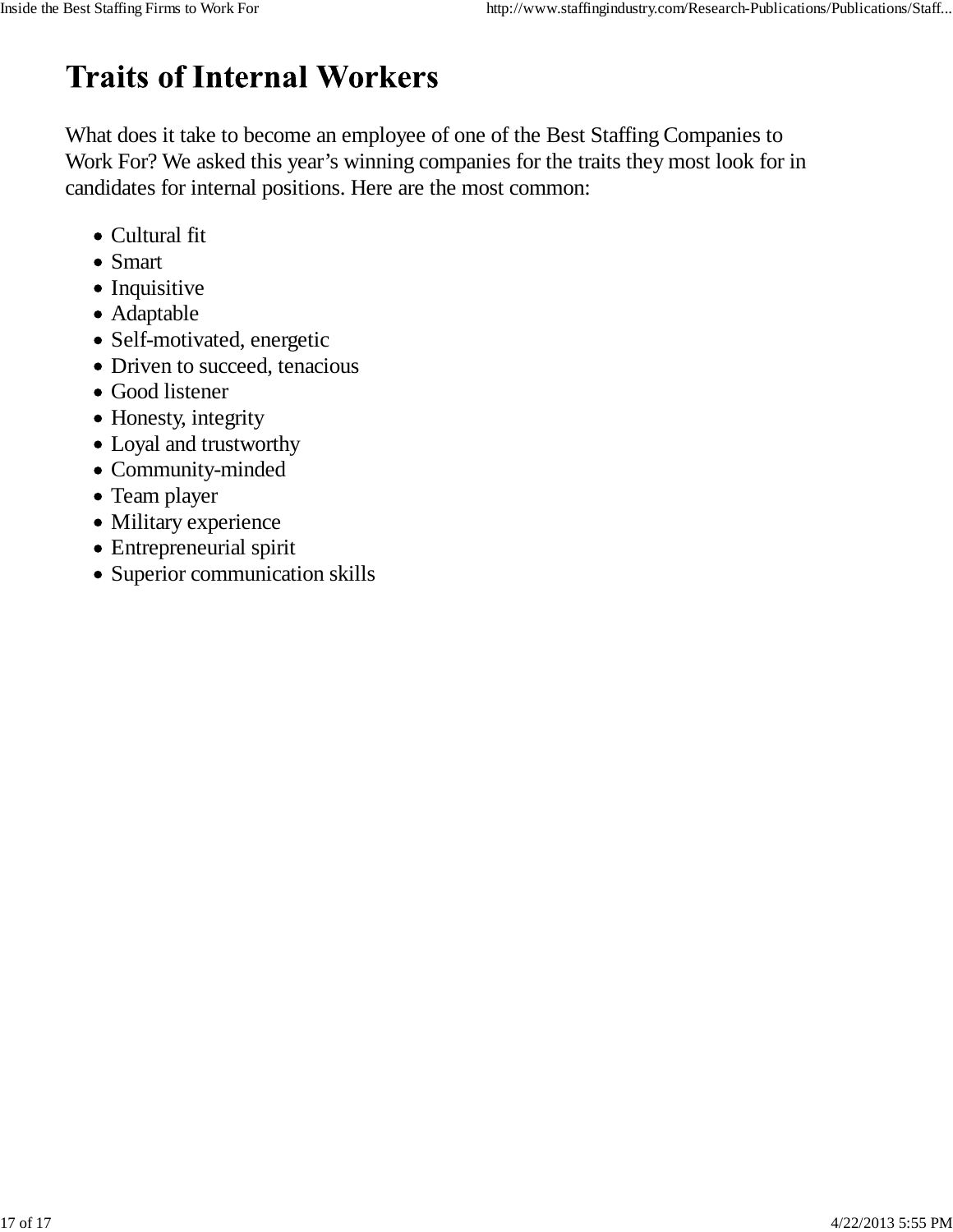# Traits of Internal Workers

What does it take to become an employee of one of the Best Staffing Companies to Work For? We asked this year's winning companies for the traits they most look for in candidates for internal positions. Here are the most common:

- Cultural fit
- Smart
- Inquisitive
- Adaptable
- Self-motivated, energetic
- Driven to succeed, tenacious
- Good listener
- Honesty, integrity
- Loyal and trustworthy
- Community-minded
- Team player
- Military experience
- Entrepreneurial spirit
- Superior communication skills